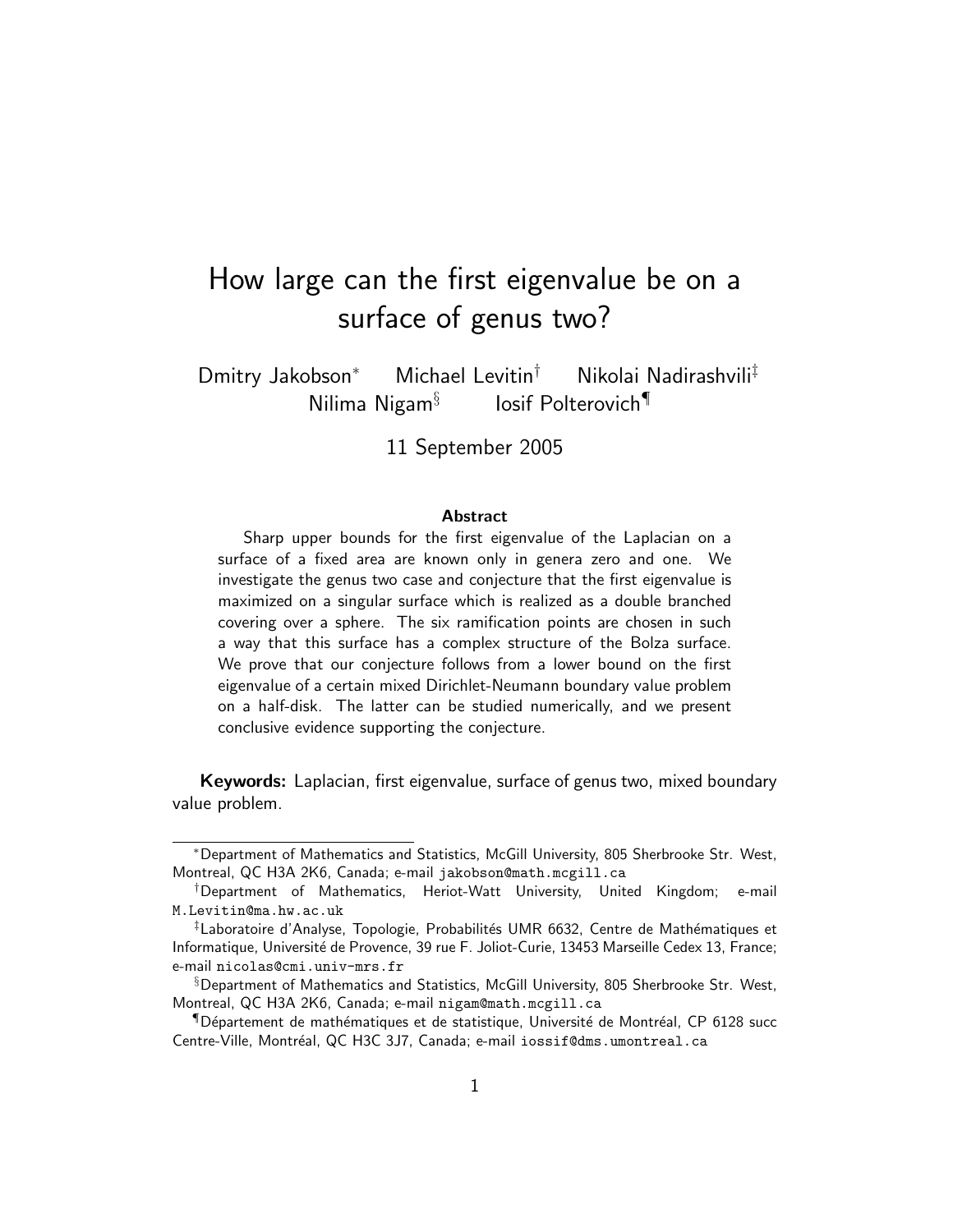# How large can the first eigenvalue be on a surface of genus two?

Dmitry Jakobson[*] Michael Levitin[†] Nikolai Nadirashvili[‡] Nilima Nigam[§] Iosif Polterovich[¶]

11 September 2005

### Abstract

Sharp upper bounds for the first eigenvalue of the Laplacian on a surface of a fixed area are known only in genera zero and one. We investigate the genus two case and conjecture that the first eigenvalue is maximized on a singular surface which is realized as a double branched covering over a sphere. The six ramification points are chosen in such a way that this surface has a complex structure of the Bolza surface. We prove that our conjecture follows from a lower bound on the first eigenvalue of a certain mixed Dirichlet-Neumann boundary value problem on a half-disk. The latter can be studied numerically, and we present conclusive evidence supporting the conjecture.

**Keywords:** Laplacian, first eigenvalue, surface of genus two, mixed boundary value problem.

---

[*] Department of Mathematics and Statistics, McGill University, 805 Sherbrooke Str. West, Montreal, QC H3A 2K6, Canada; e-mail `jakobson@math.mcgill.ca`

[†] Department of Mathematics, Heriot-Watt University, United Kingdom; e-mail `M.Levitin@ma.hw.ac.uk`

[‡] Laboratoire d'Analyse, Topologie, Probabilités UMR 6632, Centre de Mathématiques et Informatique, Université de Provence, 39 rue F. Joliot-Curie, 13453 Marseille Cedex 13, France; e-mail `nicolas@cmi.univ-mrs.fr`

[§] Department of Mathematics and Statistics, McGill University, 805 Sherbrooke Str. West, Montreal, QC H3A 2K6, Canada; e-mail `nigam@math.mcgill.ca`

[¶] Département de mathématiques et de statistique, Université de Montréal, CP 6128 succ Centre-Ville, Montréal, QC H3C 3J7, Canada; e-mail `iossif@dms.umontreal.ca`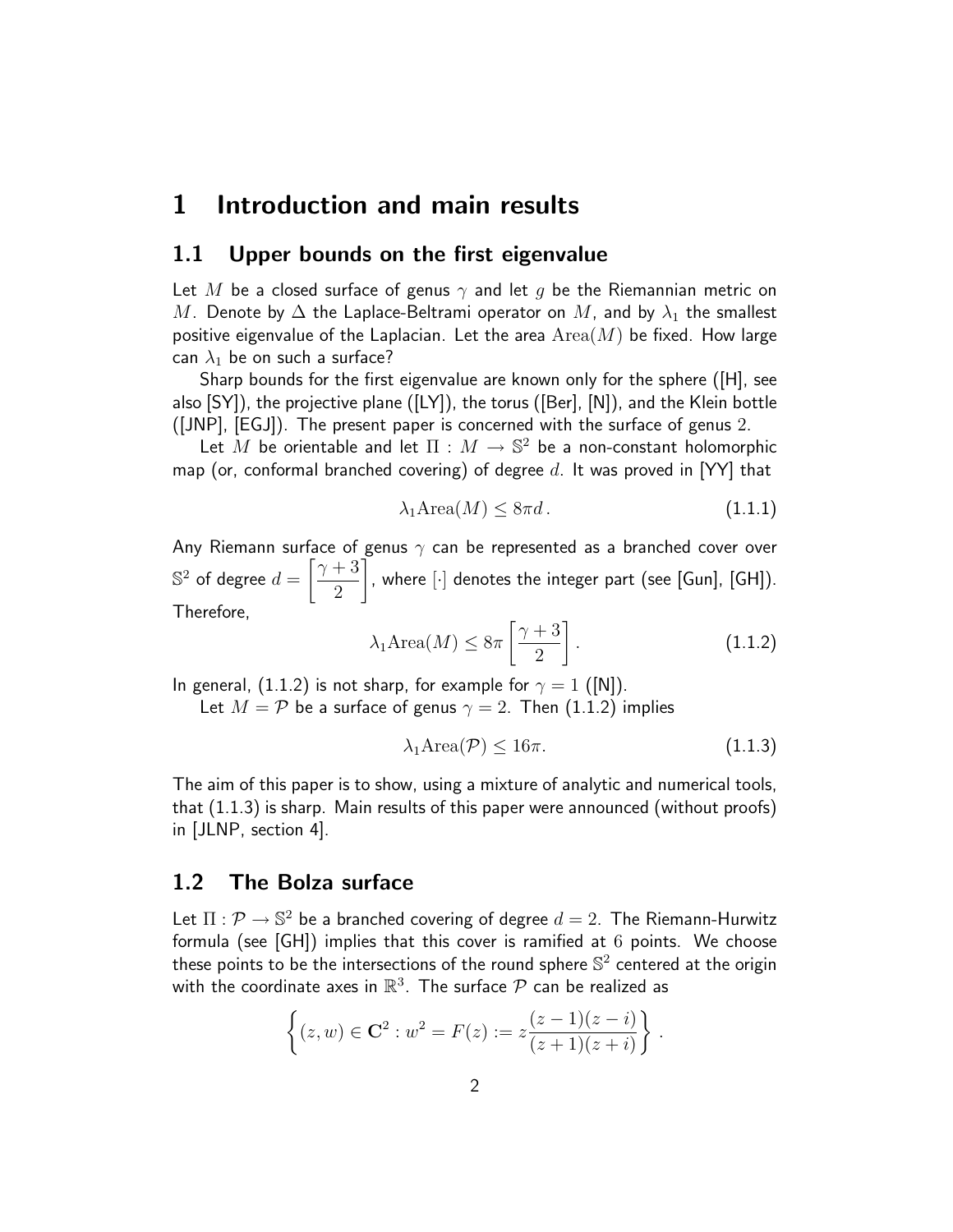# 1 Introduction and main results

## 1.1 Upper bounds on the first eigenvalue

Let $M$ be a closed surface of genus $\gamma$ and let $g$ be the Riemannian metric on $M$. Denote by $\Delta$ the Laplace-Beltrami operator on $M$, and by $\lambda_1$ the smallest positive eigenvalue of the Laplacian. Let the area $\mathrm{Area}(M)$ be fixed. How large can $\lambda_1$ be on such a surface?

Sharp bounds for the first eigenvalue are known only for the sphere ([H], see also [SY]), the projective plane ([LY]), the torus ([Ber], [N]), and the Klein bottle ([JNP], [EGJ]). The present paper is concerned with the surface of genus $2$.

Let $M$ be orientable and let $\Pi : M \to \mathbb{S}^2$ be a non-constant holomorphic map (or, conformal branched covering) of degree $d$. It was proved in [YY] that

$$\lambda_1 \mathrm{Area}(M) \leq 8\pi d. \tag{1.1.1}$$

Any Riemann surface of genus $\gamma$ can be represented as a branched cover over $\mathbb{S}^2$ of degree $d = \left[\dfrac{\gamma+3}{2}\right]$, where $[\cdot]$ denotes the integer part (see [Gun], [GH]). Therefore,

$$\lambda_1 \mathrm{Area}(M) \leq 8\pi \left[\frac{\gamma+3}{2}\right]. \tag{1.1.2}$$

In general, (1.1.2) is not sharp, for example for $\gamma = 1$ ([N]).

Let $M = \mathcal{P}$ be a surface of genus $\gamma = 2$. Then (1.1.2) implies

$$\lambda_1 \mathrm{Area}(\mathcal{P}) \leq 16\pi. \tag{1.1.3}$$

The aim of this paper is to show, using a mixture of analytic and numerical tools, that (1.1.3) is sharp. Main results of this paper were announced (without proofs) in [JLNP, section 4].

## 1.2 The Bolza surface

Let $\Pi : \mathcal{P} \to \mathbb{S}^2$ be a branched covering of degree $d = 2$. The Riemann-Hurwitz formula (see [GH]) implies that this cover is ramified at $6$ points. We choose these points to be the intersections of the round sphere $\mathbb{S}^2$ centered at the origin with the coordinate axes in $\mathbb{R}^3$. The surface $\mathcal{P}$ can be realized as

$$\left\{ (z, w) \in \mathbf{C}^2 : w^2 = F(z) := z\frac{(z-1)(z-i)}{(z+1)(z+i)} \right\}.$$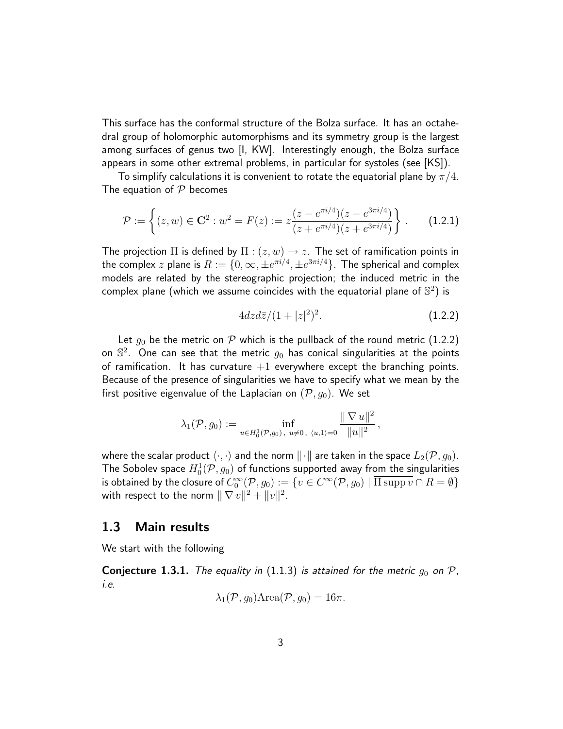This surface has the conformal structure of the Bolza surface. It has an octahedral group of holomorphic automorphisms and its symmetry group is the largest among surfaces of genus two [I, KW]. Interestingly enough, the Bolza surface appears in some other extremal problems, in particular for systoles (see [KS]).

To simplify calculations it is convenient to rotate the equatorial plane by $\pi/4$. The equation of $\mathcal{P}$ becomes

$$\mathcal{P} := \left\{ (z,w) \in \mathbf{C}^2 : w^2 = F(z) := z\frac{(z-e^{\pi i/4})(z-e^{3\pi i/4})}{(z+e^{\pi i/4})(z+e^{3\pi i/4})} \right\}. \qquad (1.2.1)$$

The projection $\Pi$ is defined by $\Pi : (z,w) \to z$. The set of ramification points in the complex $z$ plane is $R := \{0, \infty, \pm e^{\pi i/4}, \pm e^{3\pi i/4}\}$. The spherical and complex models are related by the stereographic projection; the induced metric in the complex plane (which we assume coincides with the equatorial plane of $\mathbb{S}^2$) is

$$4dzd\bar{z}/(1+|z|^2)^2. \qquad (1.2.2)$$

Let $g_0$ be the metric on $\mathcal{P}$ which is the pullback of the round metric (1.2.2) on $\mathbb{S}^2$. One can see that the metric $g_0$ has conical singularities at the points of ramification. It has curvature $+1$ everywhere except the branching points. Because of the presence of singularities we have to specify what we mean by the first positive eigenvalue of the Laplacian on $(\mathcal{P}, g_0)$. We set

$$\lambda_1(\mathcal{P}, g_0) := \inf_{u \in H_0^1(\mathcal{P}, g_0),\ u \neq 0,\ \langle u, 1 \rangle = 0} \frac{\|\nabla u\|^2}{\|u\|^2},$$

where the scalar product $\langle \cdot, \cdot \rangle$ and the norm $\|\cdot\|$ are taken in the space $L_2(\mathcal{P}, g_0)$. The Sobolev space $H_0^1(\mathcal{P}, g_0)$ of functions supported away from the singularities is obtained by the closure of $C_0^\infty(\mathcal{P}, g_0) := \{v \in C^\infty(\mathcal{P}, g_0) \mid \overline{\Pi \operatorname{supp} v} \cap R = \emptyset\}$ with respect to the norm $\|\nabla v\|^2 + \|v\|^2$.

## 1.3 Main results

We start with the following

**Conjecture 1.3.1.** *The equality in* (1.1.3) *is attained for the metric $g_0$ on $\mathcal{P}$, i.e.*

$$\lambda_1(\mathcal{P}, g_0)\mathrm{Area}(\mathcal{P}, g_0) = 16\pi.$$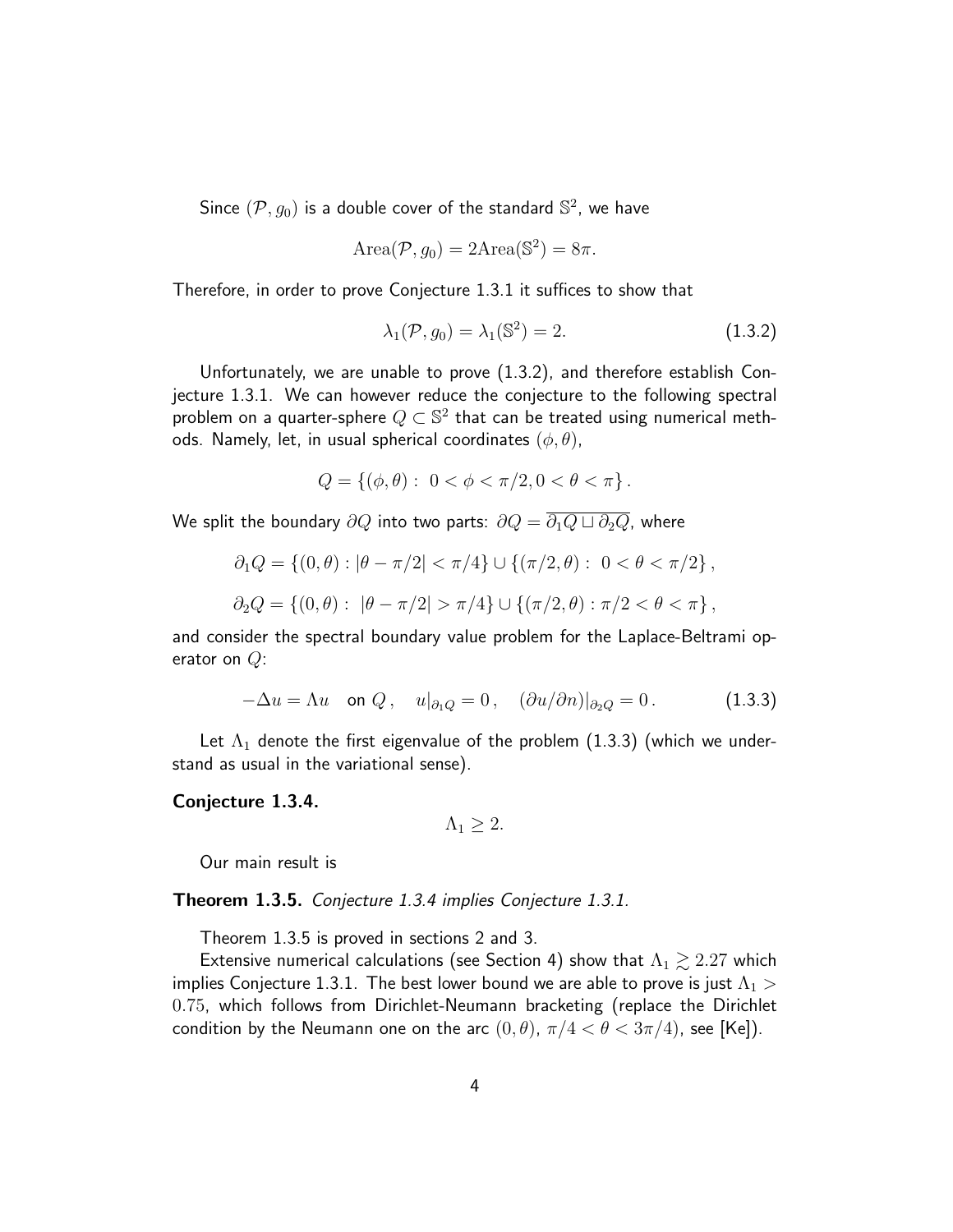Since $(\mathcal{P}, g_0)$ is a double cover of the standard $\mathbb{S}^2$, we have

$$\operatorname{Area}(\mathcal{P}, g_0) = 2\operatorname{Area}(\mathbb{S}^2) = 8\pi.$$

Therefore, in order to prove Conjecture 1.3.1 it suffices to show that

$$\lambda_1(\mathcal{P}, g_0) = \lambda_1(\mathbb{S}^2) = 2. \tag{1.3.2}$$

Unfortunately, we are unable to prove (1.3.2), and therefore establish Conjecture 1.3.1. We can however reduce the conjecture to the following spectral problem on a quarter-sphere $Q \subset \mathbb{S}^2$ that can be treated using numerical methods. Namely, let, in usual spherical coordinates $(\phi, \theta)$,

$$Q = \{(\phi, \theta) : \ 0 < \phi < \pi/2, 0 < \theta < \pi\}.$$

We split the boundary $\partial Q$ into two parts: $\partial Q = \overline{\partial_1 Q \sqcup \partial_2 Q}$, where

$$\partial_1 Q = \{(0, \theta) : |\theta - \pi/2| < \pi/4\} \cup \{(\pi/2, \theta) : \ 0 < \theta < \pi/2\},$$

$$\partial_2 Q = \{(0, \theta) : \ |\theta - \pi/2| > \pi/4\} \cup \{(\pi/2, \theta) : \pi/2 < \theta < \pi\},$$

and consider the spectral boundary value problem for the Laplace-Beltrami operator on $Q$:

$$-\Delta u = \Lambda u \quad \text{on } Q, \quad u|_{\partial_1 Q} = 0, \quad (\partial u/\partial n)|_{\partial_2 Q} = 0. \tag{1.3.3}$$

Let $\Lambda_1$ denote the first eigenvalue of the problem (1.3.3) (which we understand as usual in the variational sense).

**Conjecture 1.3.4.**

$$\Lambda_1 \geq 2.$$

Our main result is

**Theorem 1.3.5.** *Conjecture 1.3.4 implies Conjecture 1.3.1.*

Theorem 1.3.5 is proved in sections 2 and 3.

Extensive numerical calculations (see Section 4) show that $\Lambda_1 \gtrsim 2.27$ which implies Conjecture 1.3.1. The best lower bound we are able to prove is just $\Lambda_1 > 0.75$, which follows from Dirichlet-Neumann bracketing (replace the Dirichlet condition by the Neumann one on the arc $(0, \theta)$, $\pi/4 < \theta < 3\pi/4$), see [Ke]).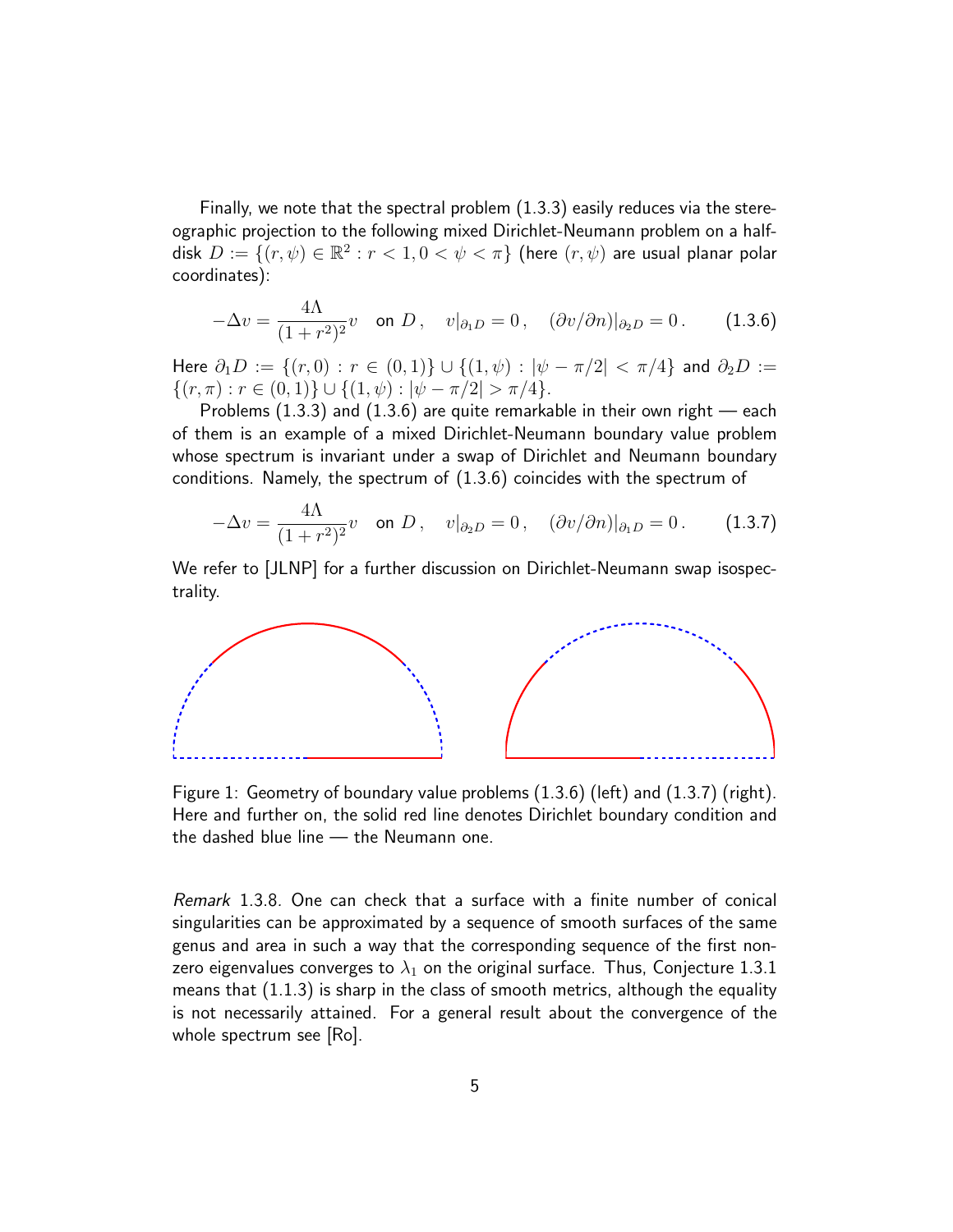Finally, we note that the spectral problem (1.3.3) easily reduces via the stereographic projection to the following mixed Dirichlet-Neumann problem on a half-disk $D := \{(r, \psi) \in \mathbb{R}^2 : r < 1, 0 < \psi < \pi\}$ (here $(r, \psi)$ are usual planar polar coordinates):

$$-\Delta v = \frac{4\Lambda}{(1+r^2)^2} v \quad \text{on } D\,, \quad v|_{\partial_1 D} = 0\,, \quad (\partial v/\partial n)|_{\partial_2 D} = 0\,. \qquad (1.3.6)$$

Here $\partial_1 D := \{(r, 0) : r \in (0,1)\} \cup \{(1, \psi) : |\psi - \pi/2| < \pi/4\}$ and $\partial_2 D := \{(r, \pi) : r \in (0,1)\} \cup \{(1, \psi) : |\psi - \pi/2| > \pi/4\}$.

Problems (1.3.3) and (1.3.6) are quite remarkable in their own right — each of them is an example of a mixed Dirichlet-Neumann boundary value problem whose spectrum is invariant under a swap of Dirichlet and Neumann boundary conditions. Namely, the spectrum of (1.3.6) coincides with the spectrum of

$$-\Delta v = \frac{4\Lambda}{(1+r^2)^2} v \quad \text{on } D\,, \quad v|_{\partial_2 D} = 0\,, \quad (\partial v/\partial n)|_{\partial_1 D} = 0\,. \qquad (1.3.7)$$

We refer to [JLNP] for a further discussion on Dirichlet-Neumann swap isospectrality.

Figure 1: Geometry of boundary value problems (1.3.6) (left) and (1.3.7) (right). Here and further on, the solid red line denotes Dirichlet boundary condition and the dashed blue line — the Neumann one.

*Remark* 1.3.8. One can check that a surface with a finite number of conical singularities can be approximated by a sequence of smooth surfaces of the same genus and area in such a way that the corresponding sequence of the first non-zero eigenvalues converges to $\lambda_1$ on the original surface. Thus, Conjecture 1.3.1 means that (1.1.3) is sharp in the class of smooth metrics, although the equality is not necessarily attained. For a general result about the convergence of the whole spectrum see [Ro].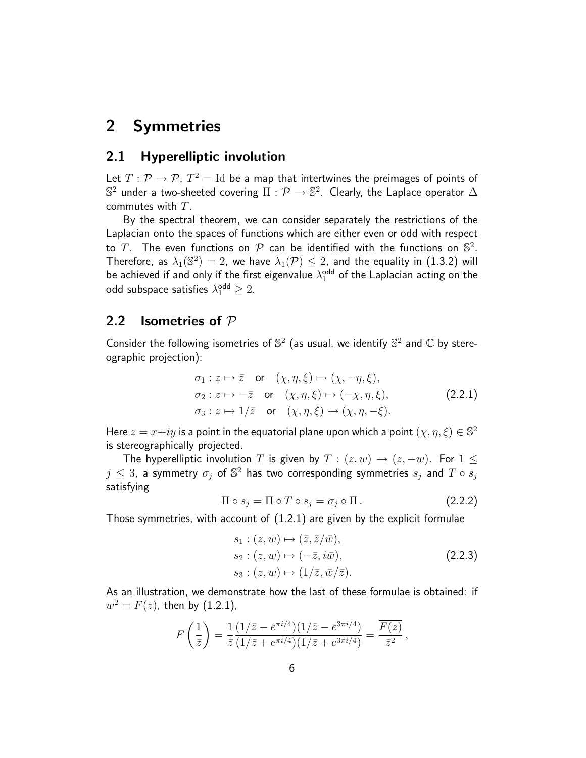# 2 Symmetries

## 2.1 Hyperelliptic involution

Let $T : \mathcal{P} \to \mathcal{P}$, $T^2 = \mathrm{Id}$ be a map that intertwines the preimages of points of $\mathbb{S}^2$ under a two-sheeted covering $\Pi : \mathcal{P} \to \mathbb{S}^2$. Clearly, the Laplace operator $\Delta$ commutes with $T$.

By the spectral theorem, we can consider separately the restrictions of the Laplacian onto the spaces of functions which are either even or odd with respect to $T$. The even functions on $\mathcal{P}$ can be identified with the functions on $\mathbb{S}^2$. Therefore, as $\lambda_1(\mathbb{S}^2) = 2$, we have $\lambda_1(\mathcal{P}) \le 2$, and the equality in (1.3.2) will be achieved if and only if the first eigenvalue $\lambda_1^{\mathsf{odd}}$ of the Laplacian acting on the odd subspace satisfies $\lambda_1^{\mathsf{odd}} \ge 2$.

## 2.2 Isometries of $\mathcal{P}$

Consider the following isometries of $\mathbb{S}^2$ (as usual, we identify $\mathbb{S}^2$ and $\mathbb{C}$ by stereographic projection):

$$
\begin{aligned}
&\sigma_1 : z \mapsto \bar{z} \quad \text{or} \quad (\chi, \eta, \xi) \mapsto (\chi, -\eta, \xi), \\
&\sigma_2 : z \mapsto -\bar{z} \quad \text{or} \quad (\chi, \eta, \xi) \mapsto (-\chi, \eta, \xi), \\
&\sigma_3 : z \mapsto 1/\bar{z} \quad \text{or} \quad (\chi, \eta, \xi) \mapsto (\chi, \eta, -\xi).
\end{aligned}
\tag{2.2.1}
$$

Here $z = x + iy$ is a point in the equatorial plane upon which a point $(\chi, \eta, \xi) \in \mathbb{S}^2$ is stereographically projected.

The hyperelliptic involution $T$ is given by $T : (z, w) \to (z, -w)$. For $1 \le j \le 3$, a symmetry $\sigma_j$ of $\mathbb{S}^2$ has two corresponding symmetries $s_j$ and $T \circ s_j$ satisfying

$$
\Pi \circ s_j = \Pi \circ T \circ s_j = \sigma_j \circ \Pi\,.
\tag{2.2.2}
$$

Those symmetries, with account of (1.2.1) are given by the explicit formulae

$$
\begin{aligned}
&s_1 : (z, w) \mapsto (\bar{z}, \bar{z}/\bar{w}), \\
&s_2 : (z, w) \mapsto (-\bar{z}, i\bar{w}), \\
&s_3 : (z, w) \mapsto (1/\bar{z}, \bar{w}/\bar{z}).
\end{aligned}
\tag{2.2.3}
$$

As an illustration, we demonstrate how the last of these formulae is obtained: if $w^2 = F(z)$, then by (1.2.1),

$$
F\left(\frac{1}{\bar{z}}\right) = \frac{1}{\bar{z}} \frac{(1/\bar{z} - e^{\pi i/4})(1/\bar{z} - e^{3\pi i/4})}{(1/\bar{z} + e^{\pi i/4})(1/\bar{z} + e^{3\pi i/4})} = \frac{\overline{F(z)}}{\bar{z}^2}\,,
$$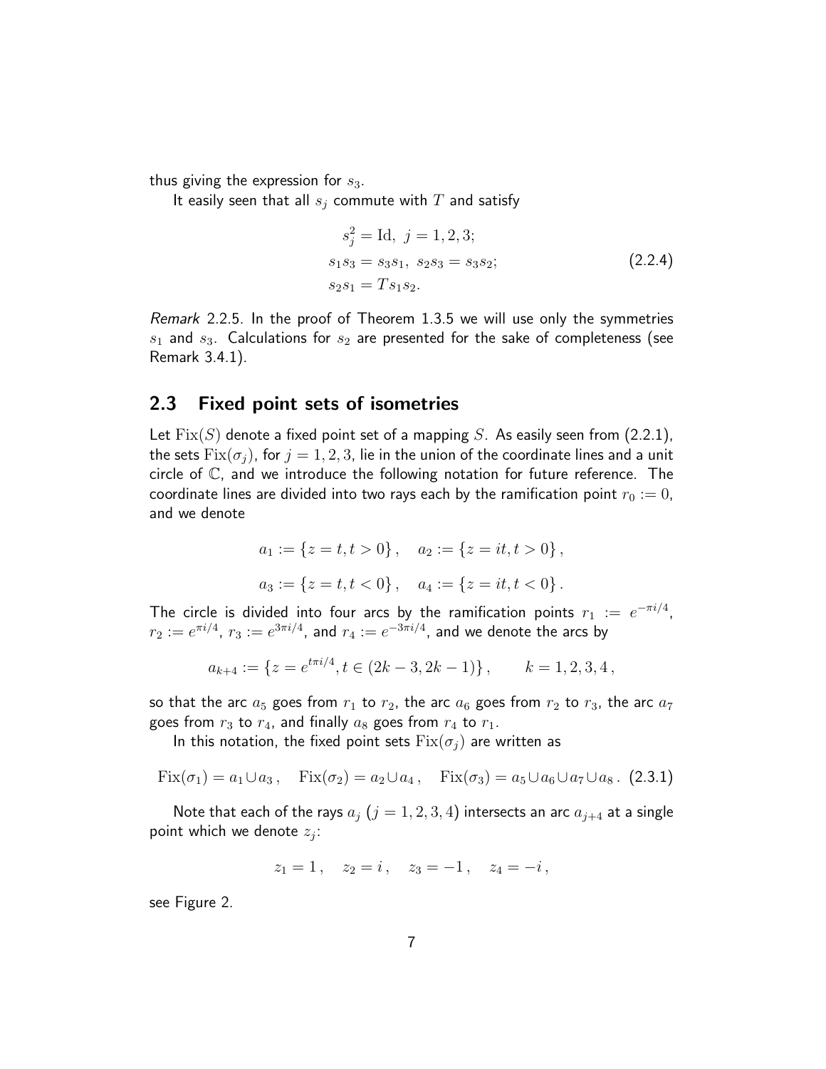thus giving the expression for $s_3$.

It easily seen that all $s_j$ commute with $T$ and satisfy

$$
\begin{aligned}
&s_j^2 = \mathrm{Id},\ j = 1, 2, 3; \\
&s_1 s_3 = s_3 s_1,\ s_2 s_3 = s_3 s_2; \\
&s_2 s_1 = T s_1 s_2.
\end{aligned}
\tag{2.2.4}
$$

*Remark* 2.2.5. In the proof of Theorem 1.3.5 we will use only the symmetries $s_1$ and $s_3$. Calculations for $s_2$ are presented for the sake of completeness (see Remark 3.4.1).

## 2.3 Fixed point sets of isometries

Let $\mathrm{Fix}(S)$ denote a fixed point set of a mapping $S$. As easily seen from (2.2.1), the sets $\mathrm{Fix}(\sigma_j)$, for $j = 1, 2, 3$, lie in the union of the coordinate lines and a unit circle of $\mathbb{C}$, and we introduce the following notation for future reference. The coordinate lines are divided into two rays each by the ramification point $r_0 := 0$, and we denote

$$
a_1 := \{z = t, t > 0\}, \quad a_2 := \{z = it, t > 0\},
$$

$$
a_3 := \{z = t, t < 0\}, \quad a_4 := \{z = it, t < 0\}.
$$

The circle is divided into four arcs by the ramification points $r_1 := e^{-\pi i/4}$, $r_2 := e^{\pi i/4}$, $r_3 := e^{3\pi i/4}$, and $r_4 := e^{-3\pi i/4}$, and we denote the arcs by

$$
a_{k+4} := \{z = e^{t\pi i/4}, t \in (2k - 3, 2k - 1)\}, \qquad k = 1, 2, 3, 4,
$$

so that the arc $a_5$ goes from $r_1$ to $r_2$, the arc $a_6$ goes from $r_2$ to $r_3$, the arc $a_7$ goes from $r_3$ to $r_4$, and finally $a_8$ goes from $r_4$ to $r_1$.

In this notation, the fixed point sets $\mathrm{Fix}(\sigma_j)$ are written as

$$
\mathrm{Fix}(\sigma_1) = a_1 \cup a_3, \quad \mathrm{Fix}(\sigma_2) = a_2 \cup a_4, \quad \mathrm{Fix}(\sigma_3) = a_5 \cup a_6 \cup a_7 \cup a_8. \tag{2.3.1}
$$

Note that each of the rays $a_j$ $(j = 1, 2, 3, 4)$ intersects an arc $a_{j+4}$ at a single point which we denote $z_j$:

$$
z_1 = 1, \quad z_2 = i, \quad z_3 = -1, \quad z_4 = -i,
$$

see Figure 2.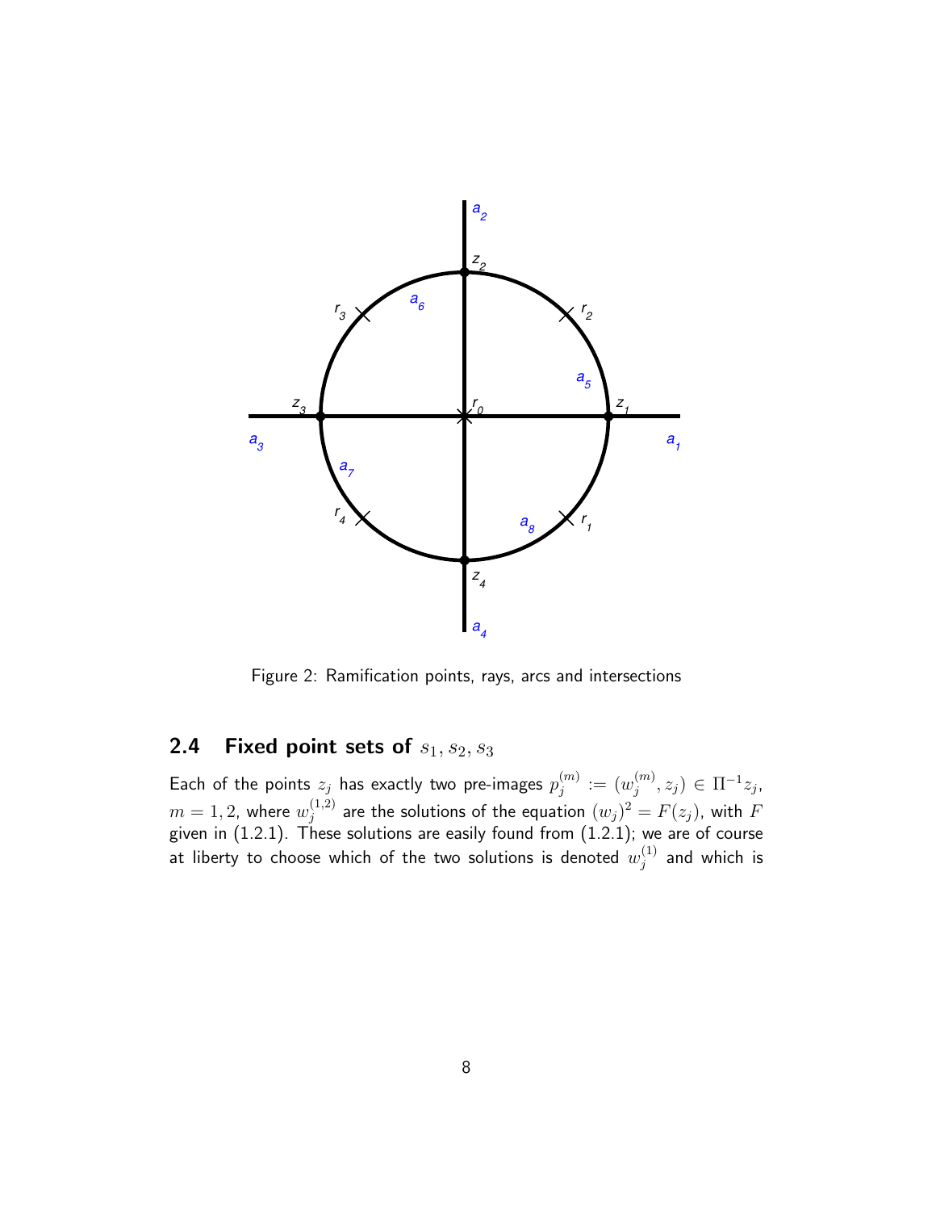Figure 2: Ramification points, rays, arcs and intersections

## 2.4 Fixed point sets of $s_1, s_2, s_3$

Each of the points $z_j$ has exactly two pre-images $p_j^{(m)} := (w_j^{(m)}, z_j) \in \Pi^{-1} z_j$, $m = 1, 2$, where $w_j^{(1,2)}$ are the solutions of the equation $(w_j)^2 = F(z_j)$, with $F$ given in (1.2.1). These solutions are easily found from (1.2.1); we are of course at liberty to choose which of the two solutions is denoted $w_j^{(1)}$ and which is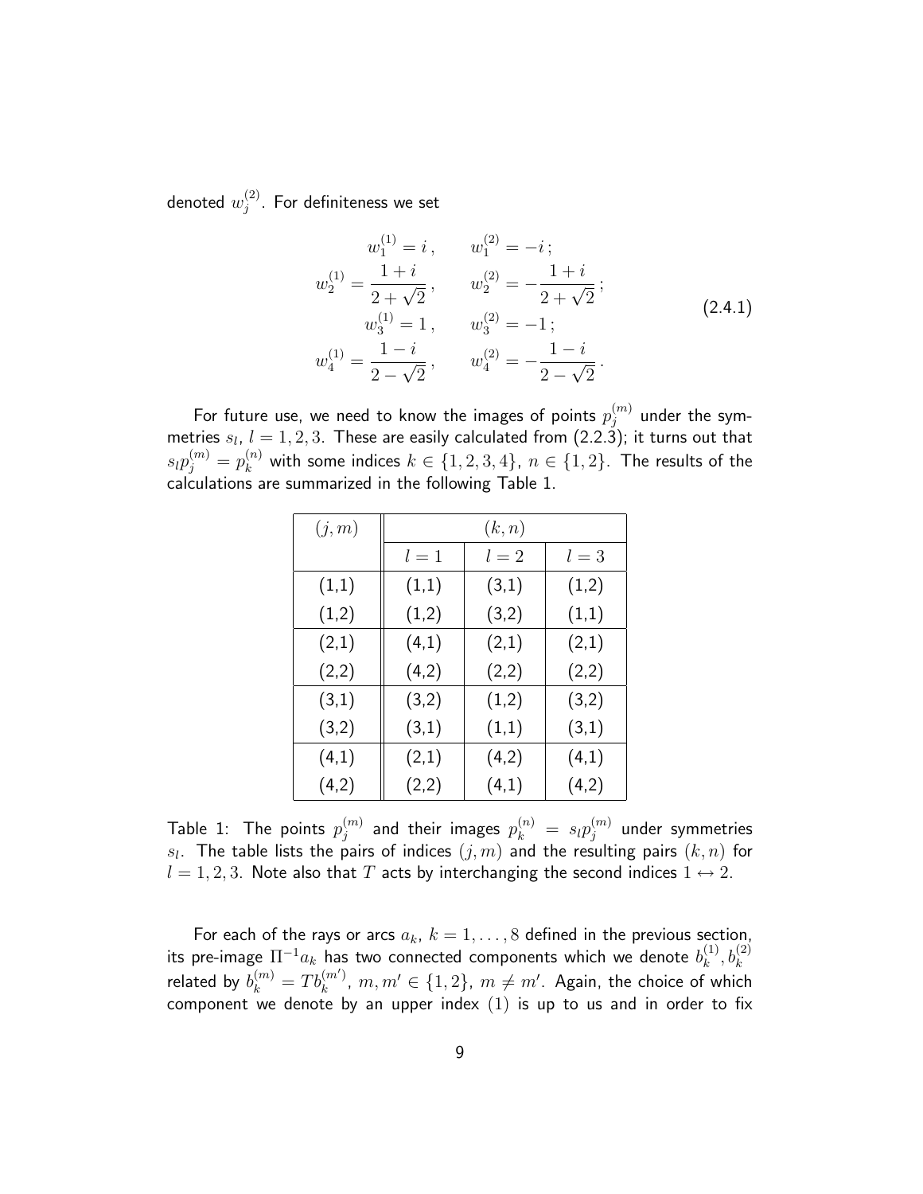denoted $w_j^{(2)}$. For definiteness we set

$$
\begin{aligned}
w_1^{(1)} &= i\,, \qquad & w_1^{(2)} &= -i\,;\\
w_2^{(1)} &= \frac{1+i}{2+\sqrt{2}}\,, \qquad & w_2^{(2)} &= -\frac{1+i}{2+\sqrt{2}}\,;\\
w_3^{(1)} &= 1\,, \qquad & w_3^{(2)} &= -1\,;\\
w_4^{(1)} &= \frac{1-i}{2-\sqrt{2}}\,, \qquad & w_4^{(2)} &= -\frac{1-i}{2-\sqrt{2}}\,.
\end{aligned}
\tag{2.4.1}
$$

For future use, we need to know the images of points $p_j^{(m)}$ under the symmetries $s_l$, $l = 1, 2, 3$. These are easily calculated from (2.2.3); it turns out that $s_l p_j^{(m)} = p_k^{(n)}$ with some indices $k \in \{1, 2, 3, 4\}$, $n \in \{1, 2\}$. The results of the calculations are summarized in the following Table 1.

| $(j, m)$ | $(k, n)$ | | |
|---|---|---|---|
| | $l = 1$ | $l = 2$ | $l = 3$ |
| (1,1) | (1,1) | (3,1) | (1,2) |
| (1,2) | (1,2) | (3,2) | (1,1) |
| (2,1) | (4,1) | (2,1) | (2,1) |
| (2,2) | (4,2) | (2,2) | (2,2) |
| (3,1) | (3,2) | (1,2) | (3,2) |
| (3,2) | (3,1) | (1,1) | (3,1) |
| (4,1) | (2,1) | (4,2) | (4,1) |
| (4,2) | (2,2) | (4,1) | (4,2) |

Table 1: The points $p_j^{(m)}$ and their images $p_k^{(n)} = s_l p_j^{(m)}$ under symmetries $s_l$. The table lists the pairs of indices $(j, m)$ and the resulting pairs $(k, n)$ for $l = 1, 2, 3$. Note also that $T$ acts by interchanging the second indices $1 \leftrightarrow 2$.

For each of the rays or arcs $a_k$, $k = 1, \ldots, 8$ defined in the previous section, its pre-image $\Pi^{-1} a_k$ has two connected components which we denote $b_k^{(1)}, b_k^{(2)}$ related by $b_k^{(m)} = T b_k^{(m')}$, $m, m' \in \{1, 2\}$, $m \neq m'$. Again, the choice of which component we denote by an upper index $(1)$ is up to us and in order to fix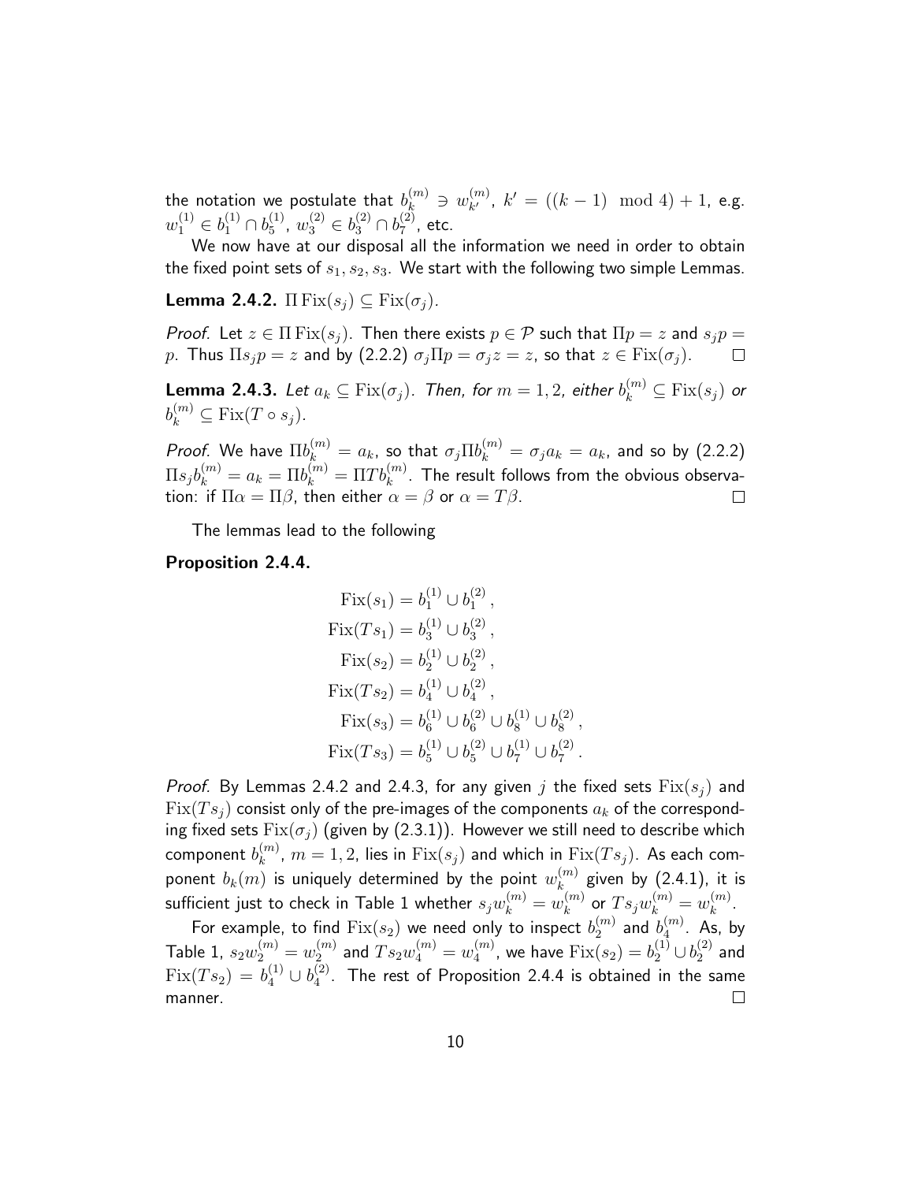the notation we postulate that $b_k^{(m)} \ni w_{k'}^{(m)}$, $k' = ((k-1) \mod 4) + 1$, e.g. $w_1^{(1)} \in b_1^{(1)} \cap b_5^{(1)}$, $w_3^{(2)} \in b_3^{(2)} \cap b_7^{(2)}$, etc.

We now have at our disposal all the information we need in order to obtain the fixed point sets of $s_1, s_2, s_3$. We start with the following two simple Lemmas.

**Lemma 2.4.2.** $\Pi \operatorname{Fix}(s_j) \subseteq \operatorname{Fix}(\sigma_j)$.

*Proof.* Let $z \in \Pi \operatorname{Fix}(s_j)$. Then there exists $p \in \mathcal{P}$ such that $\Pi p = z$ and $s_j p = p$. Thus $\Pi s_j p = z$ and by (2.2.2) $\sigma_j \Pi p = \sigma_j z = z$, so that $z \in \operatorname{Fix}(\sigma_j)$. $\square$

**Lemma 2.4.3.** *Let $a_k \subseteq \operatorname{Fix}(\sigma_j)$. Then, for $m = 1, 2$, either $b_k^{(m)} \subseteq \operatorname{Fix}(s_j)$ or $b_k^{(m)} \subseteq \operatorname{Fix}(T \circ s_j)$.*

*Proof.* We have $\Pi b_k^{(m)} = a_k$, so that $\sigma_j \Pi b_k^{(m)} = \sigma_j a_k = a_k$, and so by (2.2.2) $\Pi s_j b_k^{(m)} = a_k = \Pi b_k^{(m)} = \Pi T b_k^{(m)}$. The result follows from the obvious observation: if $\Pi \alpha = \Pi \beta$, then either $\alpha = \beta$ or $\alpha = T\beta$. $\square$

The lemmas lead to the following

**Proposition 2.4.4.**

$$
\begin{aligned}
\operatorname{Fix}(s_1) &= b_1^{(1)} \cup b_1^{(2)}, \\
\operatorname{Fix}(Ts_1) &= b_3^{(1)} \cup b_3^{(2)}, \\
\operatorname{Fix}(s_2) &= b_2^{(1)} \cup b_2^{(2)}, \\
\operatorname{Fix}(Ts_2) &= b_4^{(1)} \cup b_4^{(2)}, \\
\operatorname{Fix}(s_3) &= b_6^{(1)} \cup b_6^{(2)} \cup b_8^{(1)} \cup b_8^{(2)}, \\
\operatorname{Fix}(Ts_3) &= b_5^{(1)} \cup b_5^{(2)} \cup b_7^{(1)} \cup b_7^{(2)}.
\end{aligned}
$$

*Proof.* By Lemmas 2.4.2 and 2.4.3, for any given $j$ the fixed sets $\operatorname{Fix}(s_j)$ and $\operatorname{Fix}(Ts_j)$ consist only of the pre-images of the components $a_k$ of the corresponding fixed sets $\operatorname{Fix}(\sigma_j)$ (given by (2.3.1)). However we still need to describe which component $b_k^{(m)}$, $m = 1, 2$, lies in $\operatorname{Fix}(s_j)$ and which in $\operatorname{Fix}(Ts_j)$. As each component $b_k(m)$ is uniquely determined by the point $w_k^{(m)}$ given by (2.4.1), it is sufficient just to check in Table 1 whether $s_j w_k^{(m)} = w_k^{(m)}$ or $Ts_j w_k^{(m)} = w_k^{(m)}$.

For example, to find $\operatorname{Fix}(s_2)$ we need only to inspect $b_2^{(m)}$ and $b_4^{(m)}$. As, by Table 1, $s_2 w_2^{(m)} = w_2^{(m)}$ and $Ts_2 w_4^{(m)} = w_4^{(m)}$, we have $\operatorname{Fix}(s_2) = b_2^{(1)} \cup b_2^{(2)}$ and $\operatorname{Fix}(Ts_2) = b_4^{(1)} \cup b_4^{(2)}$. The rest of Proposition 2.4.4 is obtained in the same manner. $\square$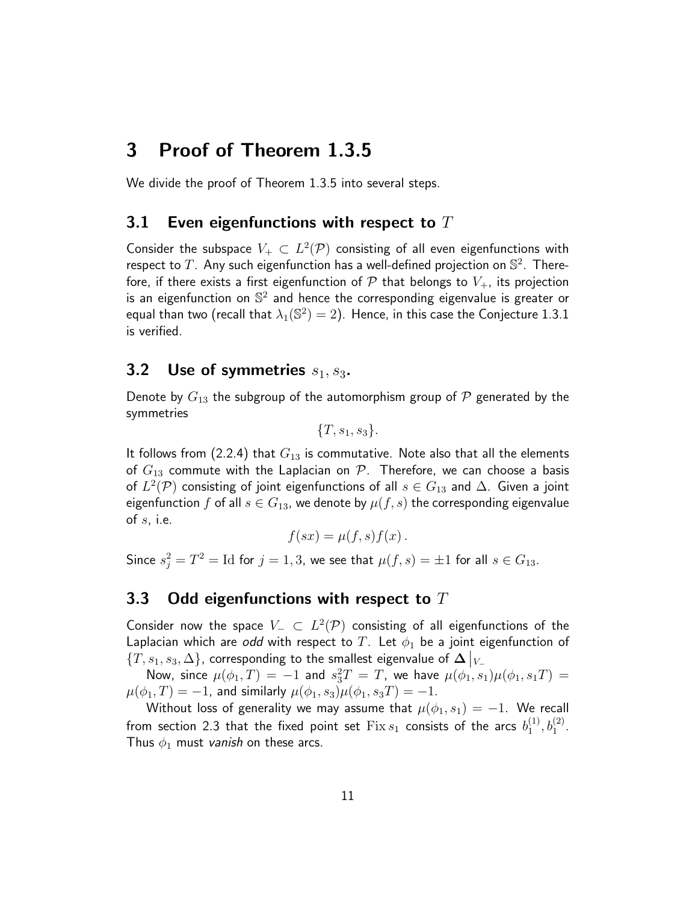# 3 Proof of Theorem 1.3.5

We divide the proof of Theorem 1.3.5 into several steps.

## 3.1 Even eigenfunctions with respect to $T$

Consider the subspace $V_+ \subset L^2(\mathcal{P})$ consisting of all even eigenfunctions with respect to $T$. Any such eigenfunction has a well-defined projection on $\mathbb{S}^2$. Therefore, if there exists a first eigenfunction of $\mathcal{P}$ that belongs to $V_+$, its projection is an eigenfunction on $\mathbb{S}^2$ and hence the corresponding eigenvalue is greater or equal than two (recall that $\lambda_1(\mathbb{S}^2) = 2$). Hence, in this case the Conjecture 1.3.1 is verified.

## 3.2 Use of symmetries $s_1, s_3$.

Denote by $G_{13}$ the subgroup of the automorphism group of $\mathcal{P}$ generated by the symmetries

$$\{T, s_1, s_3\}.$$

It follows from (2.2.4) that $G_{13}$ is commutative. Note also that all the elements of $G_{13}$ commute with the Laplacian on $\mathcal{P}$. Therefore, we can choose a basis of $L^2(\mathcal{P})$ consisting of joint eigenfunctions of all $s \in G_{13}$ and $\Delta$. Given a joint eigenfunction $f$ of all $s \in G_{13}$, we denote by $\mu(f, s)$ the corresponding eigenvalue of $s$, i.e.

$$f(sx) = \mu(f, s) f(x)\,.$$

Since $s_j^2 = T^2 = \mathrm{Id}$ for $j = 1, 3$, we see that $\mu(f, s) = \pm 1$ for all $s \in G_{13}$.

## 3.3 Odd eigenfunctions with respect to $T$

Consider now the space $V_- \subset L^2(\mathcal{P})$ consisting of all eigenfunctions of the Laplacian which are *odd* with respect to $T$. Let $\phi_1$ be a joint eigenfunction of $\{T, s_1, s_3, \Delta\}$, corresponding to the smallest eigenvalue of $\mathbf{\Delta}\big|_{V_-}$

Now, since $\mu(\phi_1, T) = -1$ and $s_3^2 T = T$, we have $\mu(\phi_1, s_1)\mu(\phi_1, s_1 T) = \mu(\phi_1, T) = -1$, and similarly $\mu(\phi_1, s_3)\mu(\phi_1, s_3 T) = -1$.

Without loss of generality we may assume that $\mu(\phi_1, s_1) = -1$. We recall from section 2.3 that the fixed point set $\mathrm{Fix}\, s_1$ consists of the arcs $b_1^{(1)}, b_1^{(2)}$. Thus $\phi_1$ must *vanish* on these arcs.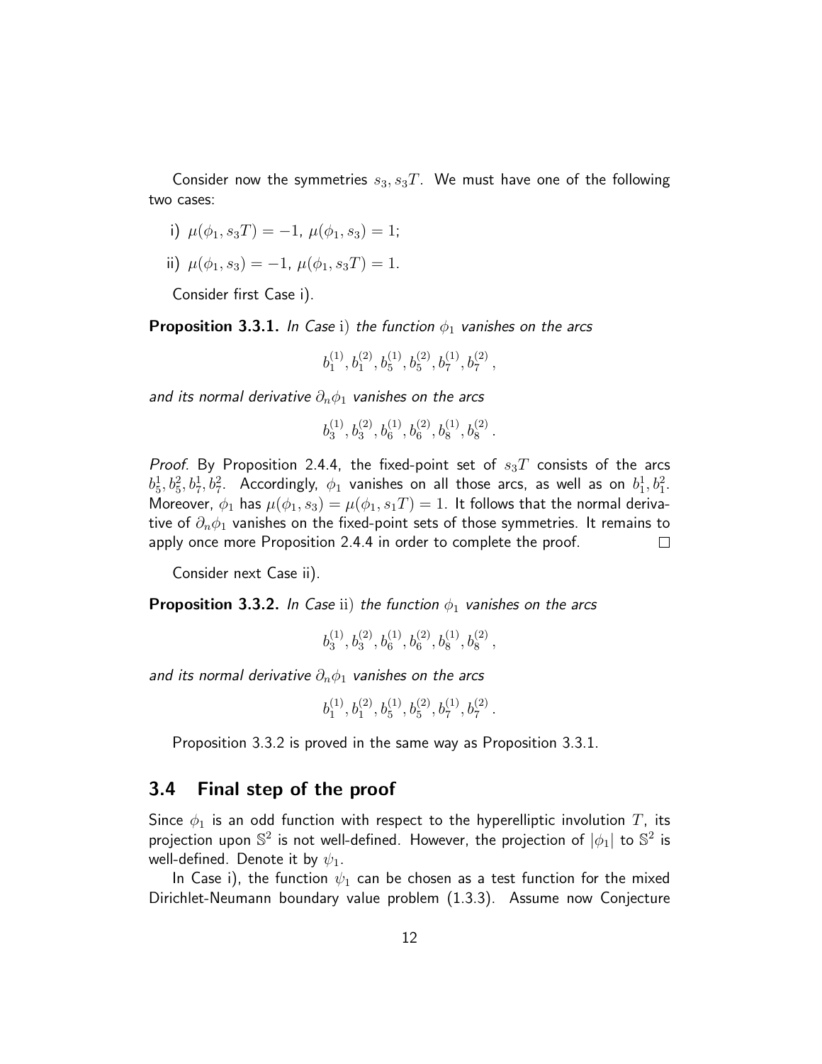Consider now the symmetries $s_3, s_3T$. We must have one of the following two cases:

i) $\mu(\phi_1, s_3T) = -1$, $\mu(\phi_1, s_3) = 1$;

ii) $\mu(\phi_1, s_3) = -1$, $\mu(\phi_1, s_3T) = 1$.

Consider first Case i).

**Proposition 3.3.1.** *In Case* i) *the function $\phi_1$ vanishes on the arcs*

$$b_1^{(1)}, b_1^{(2)}, b_5^{(1)}, b_5^{(2)}, b_7^{(1)}, b_7^{(2)},$$

*and its normal derivative $\partial_n \phi_1$ vanishes on the arcs*

$$b_3^{(1)}, b_3^{(2)}, b_6^{(1)}, b_6^{(2)}, b_8^{(1)}, b_8^{(2)}.$$

*Proof.* By Proposition 2.4.4, the fixed-point set of $s_3T$ consists of the arcs $b_5^1, b_5^2, b_7^1, b_7^2$. Accordingly, $\phi_1$ vanishes on all those arcs, as well as on $b_1^1, b_1^2$. Moreover, $\phi_1$ has $\mu(\phi_1, s_3) = \mu(\phi_1, s_1T) = 1$. It follows that the normal derivative of $\partial_n \phi_1$ vanishes on the fixed-point sets of those symmetries. It remains to apply once more Proposition 2.4.4 in order to complete the proof. $\square$

Consider next Case ii).

**Proposition 3.3.2.** *In Case* ii) *the function $\phi_1$ vanishes on the arcs*

$$b_3^{(1)}, b_3^{(2)}, b_6^{(1)}, b_6^{(2)}, b_8^{(1)}, b_8^{(2)},$$

*and its normal derivative $\partial_n \phi_1$ vanishes on the arcs*

$$b_1^{(1)}, b_1^{(2)}, b_5^{(1)}, b_5^{(2)}, b_7^{(1)}, b_7^{(2)}.$$

Proposition 3.3.2 is proved in the same way as Proposition 3.3.1.

## 3.4 Final step of the proof

Since $\phi_1$ is an odd function with respect to the hyperelliptic involution $T$, its projection upon $\mathbb{S}^2$ is not well-defined. However, the projection of $|\phi_1|$ to $\mathbb{S}^2$ is well-defined. Denote it by $\psi_1$.

In Case i), the function $\psi_1$ can be chosen as a test function for the mixed Dirichlet-Neumann boundary value problem (1.3.3). Assume now Conjecture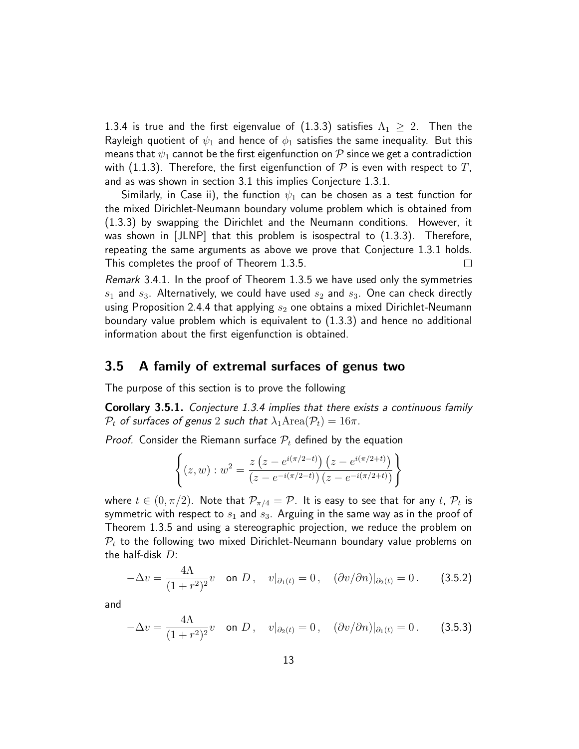1.3.4 is true and the first eigenvalue of (1.3.3) satisfies $\Lambda_1 \geq 2$. Then the Rayleigh quotient of $\psi_1$ and hence of $\phi_1$ satisfies the same inequality. But this means that $\psi_1$ cannot be the first eigenfunction on $\mathcal{P}$ since we get a contradiction with (1.1.3). Therefore, the first eigenfunction of $\mathcal{P}$ is even with respect to $T$, and as was shown in section 3.1 this implies Conjecture 1.3.1.

Similarly, in Case ii), the function $\psi_1$ can be chosen as a test function for the mixed Dirichlet-Neumann boundary volume problem which is obtained from (1.3.3) by swapping the Dirichlet and the Neumann conditions. However, it was shown in [JLNP] that this problem is isospectral to (1.3.3). Therefore, repeating the same arguments as above we prove that Conjecture 1.3.1 holds. This completes the proof of Theorem 1.3.5. □

*Remark* 3.4.1. In the proof of Theorem 1.3.5 we have used only the symmetries $s_1$ and $s_3$. Alternatively, we could have used $s_2$ and $s_3$. One can check directly using Proposition 2.4.4 that applying $s_2$ one obtains a mixed Dirichlet-Neumann boundary value problem which is equivalent to (1.3.3) and hence no additional information about the first eigenfunction is obtained.

## 3.5 A family of extremal surfaces of genus two

The purpose of this section is to prove the following

**Corollary 3.5.1.** *Conjecture 1.3.4 implies that there exists a continuous family $\mathcal{P}_t$ of surfaces of genus 2 such that $\lambda_1 \mathrm{Area}(\mathcal{P}_t) = 16\pi$.*

*Proof.* Consider the Riemann surface $\mathcal{P}_t$ defined by the equation

$$\left\{ (z,w) : w^2 = \frac{z\left(z - e^{i(\pi/2-t)}\right)\left(z - e^{i(\pi/2+t)}\right)}{\left(z - e^{-i(\pi/2-t)}\right)\left(z - e^{-i(\pi/2+t)}\right)} \right\}$$

where $t \in (0, \pi/2)$. Note that $\mathcal{P}_{\pi/4} = \mathcal{P}$. It is easy to see that for any $t$, $\mathcal{P}_t$ is symmetric with respect to $s_1$ and $s_3$. Arguing in the same way as in the proof of Theorem 1.3.5 and using a stereographic projection, we reduce the problem on $\mathcal{P}_t$ to the following two mixed Dirichlet-Neumann boundary value problems on the half-disk $D$:

$$-\Delta v = \frac{4\Lambda}{(1+r^2)^2} v \quad \text{on } D\,, \quad v|_{\partial_1(t)} = 0\,, \quad (\partial v/\partial n)|_{\partial_2(t)} = 0\,. \qquad (3.5.2)$$

and

$$-\Delta v = \frac{4\Lambda}{(1+r^2)^2} v \quad \text{on } D\,, \quad v|_{\partial_2(t)} = 0\,, \quad (\partial v/\partial n)|_{\partial_1(t)} = 0\,. \qquad (3.5.3)$$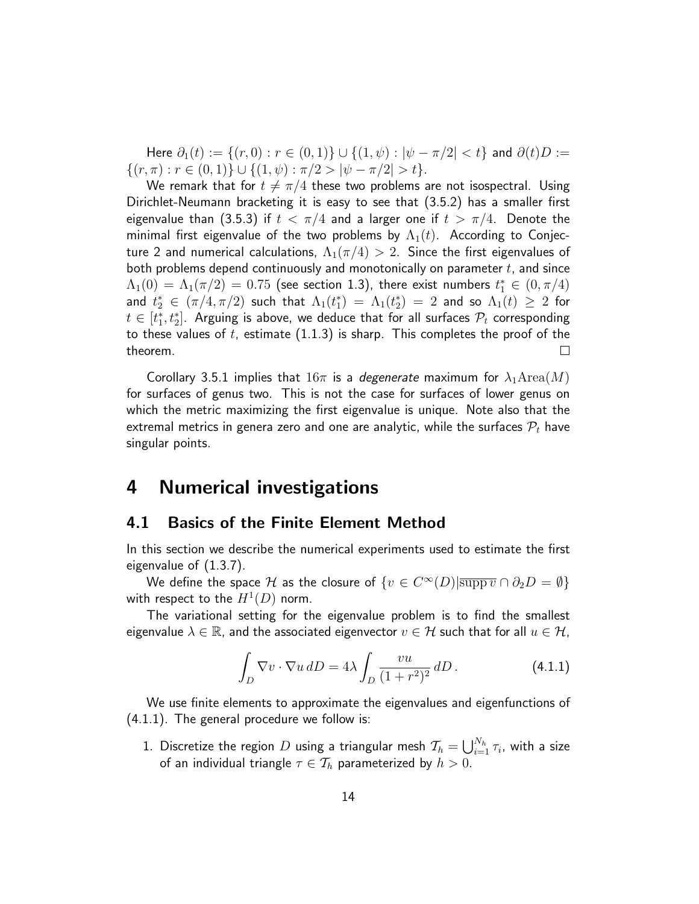Here $\partial_1(t) := \{(r,0) : r \in (0,1)\} \cup \{(1,\psi) : |\psi - \pi/2| < t\}$ and $\partial(t)D := \{(r,\pi) : r \in (0,1)\} \cup \{(1,\psi) : \pi/2 > |\psi - \pi/2| > t\}$.

We remark that for $t \neq \pi/4$ these two problems are not isospectral. Using Dirichlet-Neumann bracketing it is easy to see that (3.5.2) has a smaller first eigenvalue than (3.5.3) if $t < \pi/4$ and a larger one if $t > \pi/4$. Denote the minimal first eigenvalue of the two problems by $\Lambda_1(t)$. According to Conjecture 2 and numerical calculations, $\Lambda_1(\pi/4) > 2$. Since the first eigenvalues of both problems depend continuously and monotonically on parameter $t$, and since $\Lambda_1(0) = \Lambda_1(\pi/2) = 0.75$ (see section 1.3), there exist numbers $t_1^* \in (0, \pi/4)$ and $t_2^* \in (\pi/4, \pi/2)$ such that $\Lambda_1(t_1^*) = \Lambda_1(t_2^*) = 2$ and so $\Lambda_1(t) \geq 2$ for $t \in [t_1^*, t_2^*]$. Arguing is above, we deduce that for all surfaces $\mathcal{P}_t$ corresponding to these values of $t$, estimate (1.1.3) is sharp. This completes the proof of the theorem. $\square$

Corollary 3.5.1 implies that $16\pi$ is a *degenerate* maximum for $\lambda_1 \mathrm{Area}(M)$ for surfaces of genus two. This is not the case for surfaces of lower genus on which the metric maximizing the first eigenvalue is unique. Note also that the extremal metrics in genera zero and one are analytic, while the surfaces $\mathcal{P}_t$ have singular points.

# 4 Numerical investigations

## 4.1 Basics of the Finite Element Method

In this section we describe the numerical experiments used to estimate the first eigenvalue of (1.3.7).

We define the space $\mathcal{H}$ as the closure of $\{v \in C^\infty(D) | \overline{\mathrm{supp}\, v} \cap \partial_2 D = \emptyset\}$ with respect to the $H^1(D)$ norm.

The variational setting for the eigenvalue problem is to find the smallest eigenvalue $\lambda \in \mathbb{R}$, and the associated eigenvector $v \in \mathcal{H}$ such that for all $u \in \mathcal{H}$,

$$\int_D \nabla v \cdot \nabla u \, dD = 4\lambda \int_D \frac{vu}{(1+r^2)^2} \, dD \,. \tag{4.1.1}$$

We use finite elements to approximate the eigenvalues and eigenfunctions of (4.1.1). The general procedure we follow is:

1. Discretize the region $D$ using a triangular mesh $\mathcal{T}_h = \bigcup_{i=1}^{N_h} \tau_i$, with a size of an individual triangle $\tau \in \mathcal{T}_h$ parameterized by $h > 0$.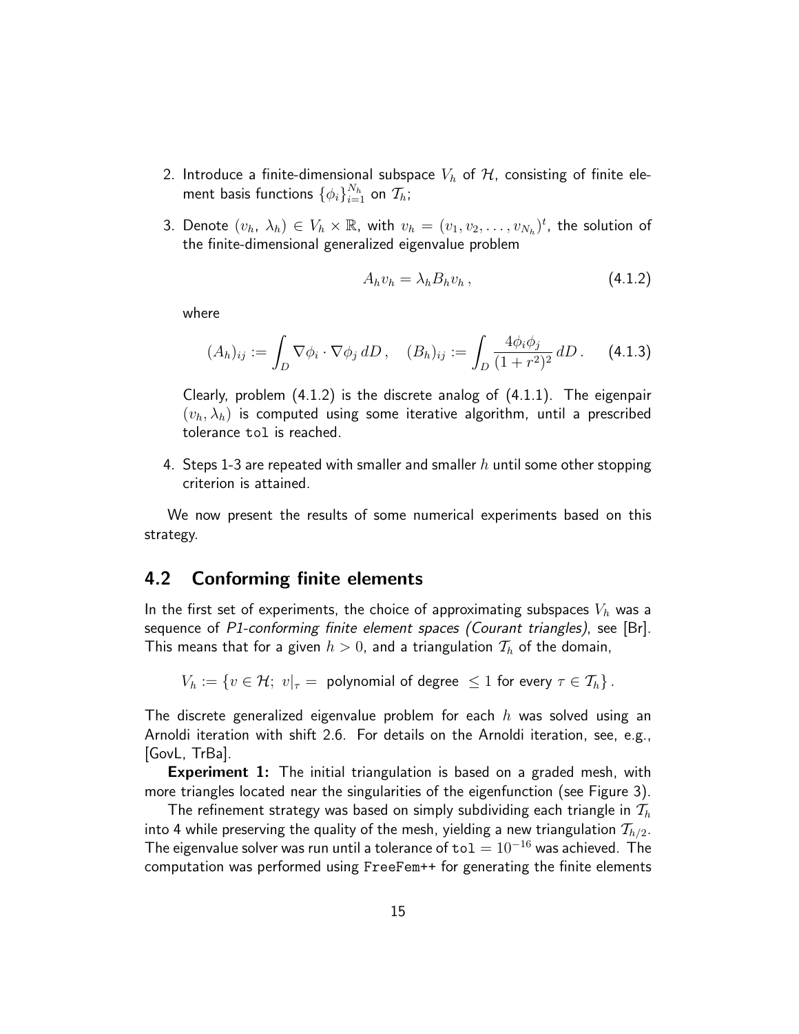2. Introduce a finite-dimensional subspace $V_h$ of $\mathcal{H}$, consisting of finite element basis functions $\{\phi_i\}_{i=1}^{N_h}$ on $\mathcal{T}_h$;

3. Denote $(v_h,\ \lambda_h) \in V_h \times \mathbb{R}$, with $v_h = (v_1, v_2, \ldots, v_{N_h})^t$, the solution of the finite-dimensional generalized eigenvalue problem

$$A_h v_h = \lambda_h B_h v_h \,, \tag{4.1.2}$$

where

$$(A_h)_{ij} := \int_D \nabla\phi_i \cdot \nabla\phi_j \, dD \,, \quad (B_h)_{ij} := \int_D \frac{4\phi_i \phi_j}{(1+r^2)^2} \, dD \,. \tag{4.1.3}$$

Clearly, problem (4.1.2) is the discrete analog of (4.1.1). The eigenpair $(v_h, \lambda_h)$ is computed using some iterative algorithm, until a prescribed tolerance `tol` is reached.

4. Steps 1-3 are repeated with smaller and smaller $h$ until some other stopping criterion is attained.

We now present the results of some numerical experiments based on this strategy.

## 4.2 Conforming finite elements

In the first set of experiments, the choice of approximating subspaces $V_h$ was a sequence of *P1-conforming finite element spaces (Courant triangles)*, see [Br]. This means that for a given $h > 0$, and a triangulation $\mathcal{T}_h$ of the domain,

$$V_h := \{v \in \mathcal{H};\ v|_\tau = \text{ polynomial of degree } \leq 1 \text{ for every } \tau \in \mathcal{T}_h\}\,.$$

The discrete generalized eigenvalue problem for each $h$ was solved using an Arnoldi iteration with shift 2.6. For details on the Arnoldi iteration, see, e.g., [GovL, TrBa].

**Experiment 1:** The initial triangulation is based on a graded mesh, with more triangles located near the singularities of the eigenfunction (see Figure 3).

The refinement strategy was based on simply subdividing each triangle in $\mathcal{T}_h$ into 4 while preserving the quality of the mesh, yielding a new triangulation $\mathcal{T}_{h/2}$. The eigenvalue solver was run until a tolerance of $\texttt{tol} = 10^{-16}$ was achieved. The computation was performed using `FreeFem++` for generating the finite elements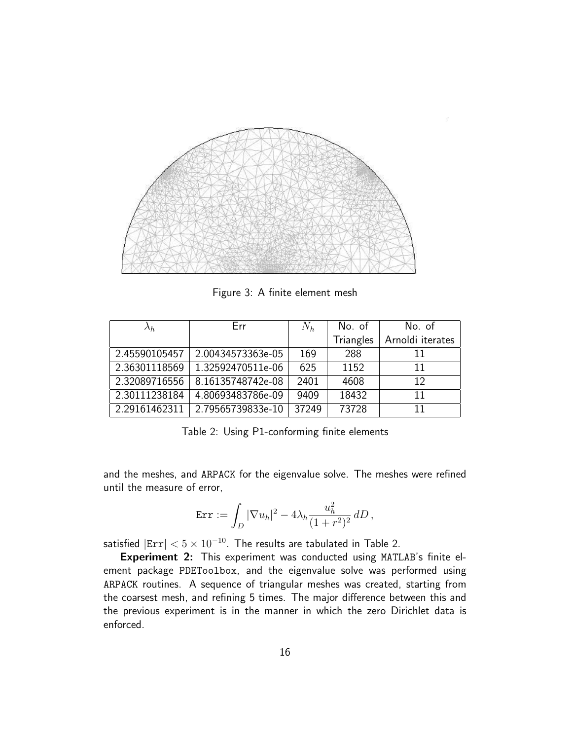Figure 3: A finite element mesh

| $\lambda_h$ | Err | $N_h$ | No. of Triangles | No. of Arnoldi iterates |
|---|---|---|---|---|
| 2.45590105457 | 2.00434573363e-05 | 169 | 288 | 11 |
| 2.36301118569 | 1.32592470511e-06 | 625 | 1152 | 11 |
| 2.32089716556 | 8.16135748742e-08 | 2401 | 4608 | 12 |
| 2.30111238184 | 4.80693483786e-09 | 9409 | 18432 | 11 |
| 2.29161462311 | 2.79565739833e-10 | 37249 | 73728 | 11 |

Table 2: Using P1-conforming finite elements

and the meshes, and ARPACK for the eigenvalue solve. The meshes were refined until the measure of error,

$$\texttt{Err} := \int_D |\nabla u_h|^2 - 4\lambda_h \frac{u_h^2}{(1+r^2)^2} \, dD \,,$$

satisfied $|\texttt{Err}| < 5 \times 10^{-10}$. The results are tabulated in Table 2.

**Experiment 2:** This experiment was conducted using MATLAB's finite element package PDEToolbox, and the eigenvalue solve was performed using ARPACK routines. A sequence of triangular meshes was created, starting from the coarsest mesh, and refining 5 times. The major difference between this and the previous experiment is in the manner in which the zero Dirichlet data is enforced.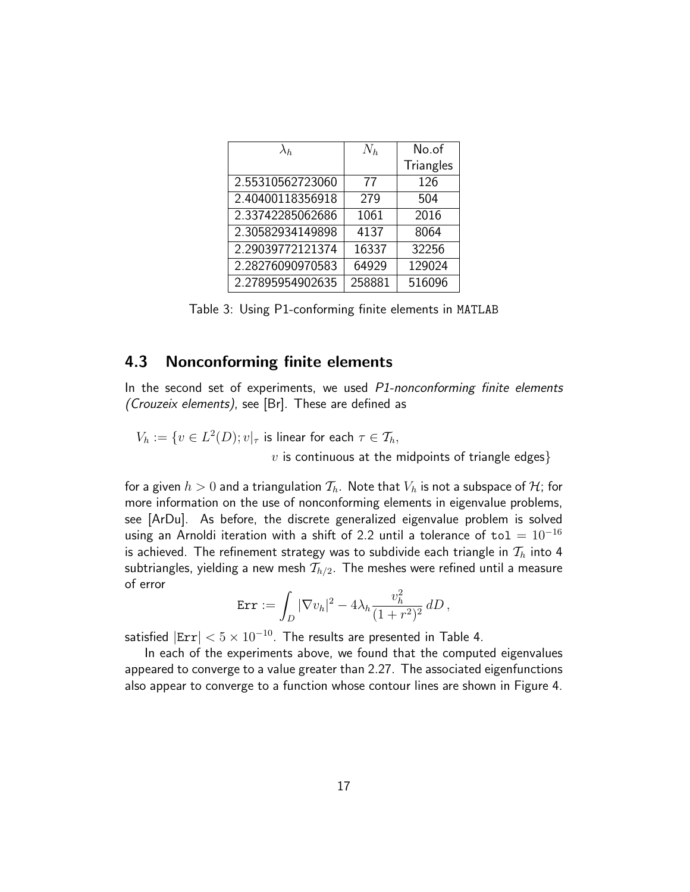| $\lambda_h$ | $N_h$ | No.of Triangles |
|---|---|---|
| 2.55310562723060 | 77 | 126 |
| 2.40400118356918 | 279 | 504 |
| 2.33742285062686 | 1061 | 2016 |
| 2.30582934149898 | 4137 | 8064 |
| 2.29039772121374 | 16337 | 32256 |
| 2.28276090970583 | 64929 | 129024 |
| 2.27895954902635 | 258881 | 516096 |

Table 3: Using P1-conforming finite elements in MATLAB

## 4.3 Nonconforming finite elements

In the second set of experiments, we used *P1-nonconforming finite elements (Crouzeix elements)*, see [Br]. These are defined as

$$V_h := \{v \in L^2(D); v|_\tau \text{ is linear for each } \tau \in \mathcal{T}_h, \\ v \text{ is continuous at the midpoints of triangle edges}\}$$

for a given $h > 0$ and a triangulation $\mathcal{T}_h$. Note that $V_h$ is not a subspace of $\mathcal{H}$; for more information on the use of nonconforming elements in eigenvalue problems, see [ArDu]. As before, the discrete generalized eigenvalue problem is solved using an Arnoldi iteration with a shift of 2.2 until a tolerance of $\texttt{tol} = 10^{-16}$ is achieved. The refinement strategy was to subdivide each triangle in $\mathcal{T}_h$ into 4 subtriangles, yielding a new mesh $\mathcal{T}_{h/2}$. The meshes were refined until a measure of error

$$\texttt{Err} := \int_D |\nabla v_h|^2 - 4\lambda_h \frac{v_h^2}{(1+r^2)^2}\, dD\,,$$

satisfied $|\texttt{Err}| < 5 \times 10^{-10}$. The results are presented in Table 4.

In each of the experiments above, we found that the computed eigenvalues appeared to converge to a value greater than 2.27. The associated eigenfunctions also appear to converge to a function whose contour lines are shown in Figure 4.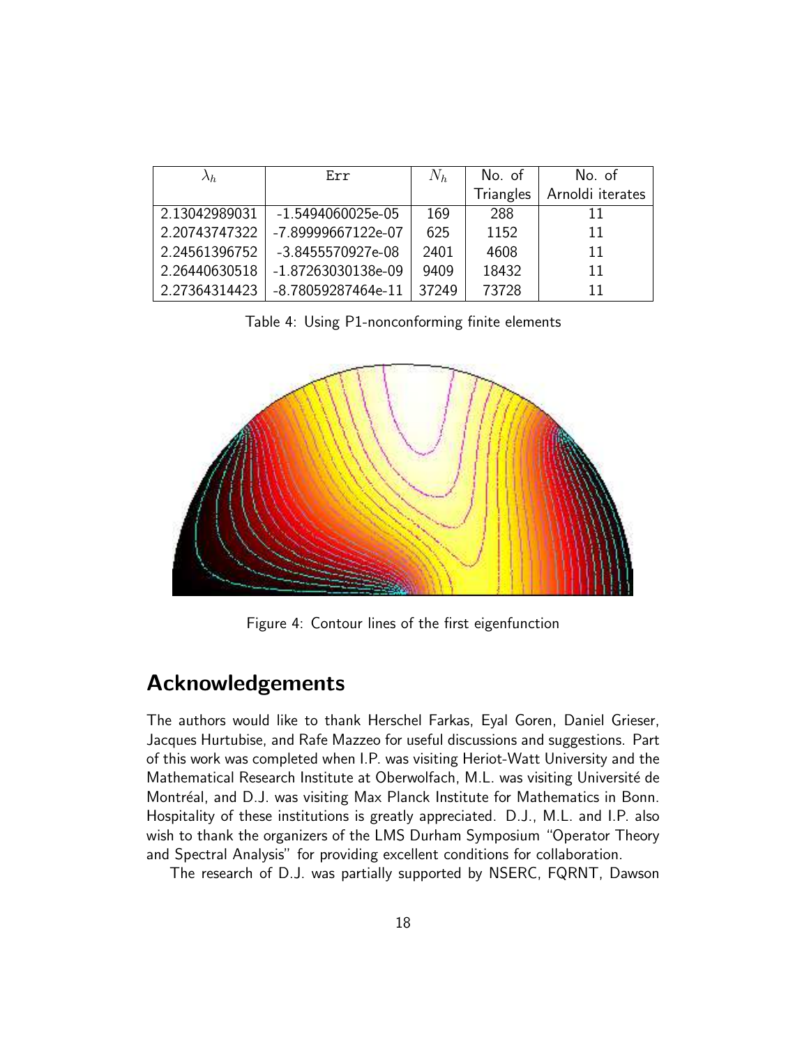| $\lambda_h$ | Err | $N_h$ | No. of Triangles | No. of Arnoldi iterates |
|---|---|---|---|---|
| 2.13042989031 | -1.5494060025e-05 | 169 | 288 | 11 |
| 2.20743747322 | -7.89999667122e-07 | 625 | 1152 | 11 |
| 2.24561396752 | -3.8455570927e-08 | 2401 | 4608 | 11 |
| 2.26440630518 | -1.87263030138e-09 | 9409 | 18432 | 11 |
| 2.27364314423 | -8.78059287464e-11 | 37249 | 73728 | 11 |

Table 4: Using P1-nonconforming finite elements

Figure 4: Contour lines of the first eigenfunction

## Acknowledgements

The authors would like to thank Herschel Farkas, Eyal Goren, Daniel Grieser, Jacques Hurtubise, and Rafe Mazzeo for useful discussions and suggestions. Part of this work was completed when I.P. was visiting Heriot-Watt University and the Mathematical Research Institute at Oberwolfach, M.L. was visiting Université de Montréal, and D.J. was visiting Max Planck Institute for Mathematics in Bonn. Hospitality of these institutions is greatly appreciated. D.J., M.L. and I.P. also wish to thank the organizers of the LMS Durham Symposium "Operator Theory and Spectral Analysis" for providing excellent conditions for collaboration.

The research of D.J. was partially supported by NSERC, FQRNT, Dawson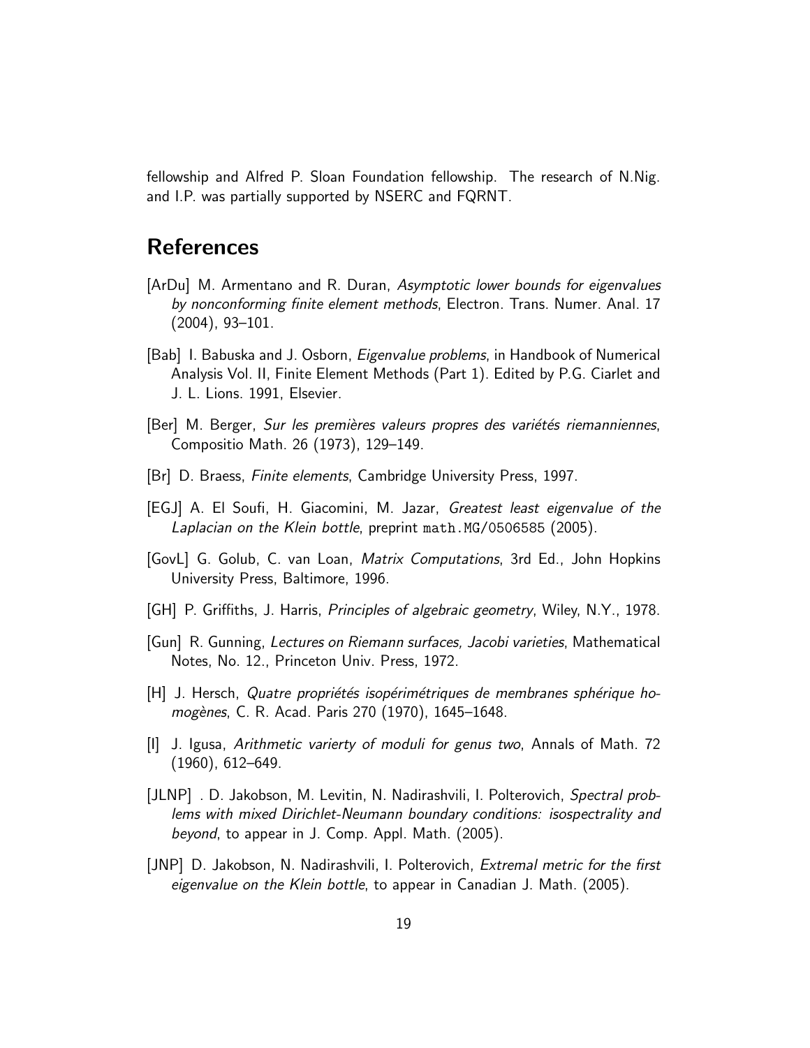fellowship and Alfred P. Sloan Foundation fellowship. The research of N.Nig. and I.P. was partially supported by NSERC and FQRNT.

## References

[ArDu] M. Armentano and R. Duran, *Asymptotic lower bounds for eigenvalues by nonconforming finite element methods*, Electron. Trans. Numer. Anal. 17 (2004), 93–101.

[Bab] I. Babuska and J. Osborn, *Eigenvalue problems*, in Handbook of Numerical Analysis Vol. II, Finite Element Methods (Part 1). Edited by P.G. Ciarlet and J. L. Lions. 1991, Elsevier.

[Ber] M. Berger, *Sur les premières valeurs propres des variétés riemanniennes*, Compositio Math. 26 (1973), 129–149.

[Br] D. Braess, *Finite elements*, Cambridge University Press, 1997.

[EGJ] A. El Soufi, H. Giacomini, M. Jazar, *Greatest least eigenvalue of the Laplacian on the Klein bottle*, preprint `math.MG/0506585` (2005).

[GovL] G. Golub, C. van Loan, *Matrix Computations*, 3rd Ed., John Hopkins University Press, Baltimore, 1996.

[GH] P. Griffiths, J. Harris, *Principles of algebraic geometry*, Wiley, N.Y., 1978.

[Gun] R. Gunning, *Lectures on Riemann surfaces, Jacobi varieties*, Mathematical Notes, No. 12., Princeton Univ. Press, 1972.

[H] J. Hersch, *Quatre propriétés isopérimétriques de membranes sphérique homogènes*, C. R. Acad. Paris 270 (1970), 1645–1648.

[I] J. Igusa, *Arithmetic varierty of moduli for genus two*, Annals of Math. 72 (1960), 612–649.

[JLNP] . D. Jakobson, M. Levitin, N. Nadirashvili, I. Polterovich, *Spectral problems with mixed Dirichlet-Neumann boundary conditions: isospectrality and beyond*, to appear in J. Comp. Appl. Math. (2005).

[JNP] D. Jakobson, N. Nadirashvili, I. Polterovich, *Extremal metric for the first eigenvalue on the Klein bottle*, to appear in Canadian J. Math. (2005).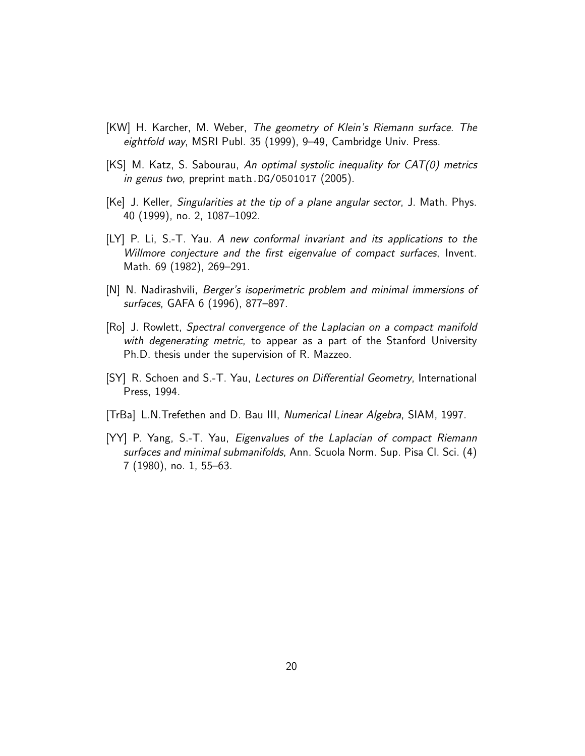[KW] H. Karcher, M. Weber, *The geometry of Klein's Riemann surface. The eightfold way*, MSRI Publ. 35 (1999), 9–49, Cambridge Univ. Press.

[KS] M. Katz, S. Sabourau, *An optimal systolic inequality for CAT(0) metrics in genus two*, preprint `math.DG/0501017` (2005).

[Ke] J. Keller, *Singularities at the tip of a plane angular sector*, J. Math. Phys. 40 (1999), no. 2, 1087–1092.

[LY] P. Li, S.-T. Yau. *A new conformal invariant and its applications to the Willmore conjecture and the first eigenvalue of compact surfaces*, Invent. Math. 69 (1982), 269–291.

[N] N. Nadirashvili, *Berger's isoperimetric problem and minimal immersions of surfaces*, GAFA 6 (1996), 877–897.

[Ro] J. Rowlett, *Spectral convergence of the Laplacian on a compact manifold with degenerating metric*, to appear as a part of the Stanford University Ph.D. thesis under the supervision of R. Mazzeo.

[SY] R. Schoen and S.-T. Yau, *Lectures on Differential Geometry*, International Press, 1994.

[TrBa] L.N.Trefethen and D. Bau III, *Numerical Linear Algebra*, SIAM, 1997.

[YY] P. Yang, S.-T. Yau, *Eigenvalues of the Laplacian of compact Riemann surfaces and minimal submanifolds*, Ann. Scuola Norm. Sup. Pisa Cl. Sci. (4) 7 (1980), no. 1, 55–63.